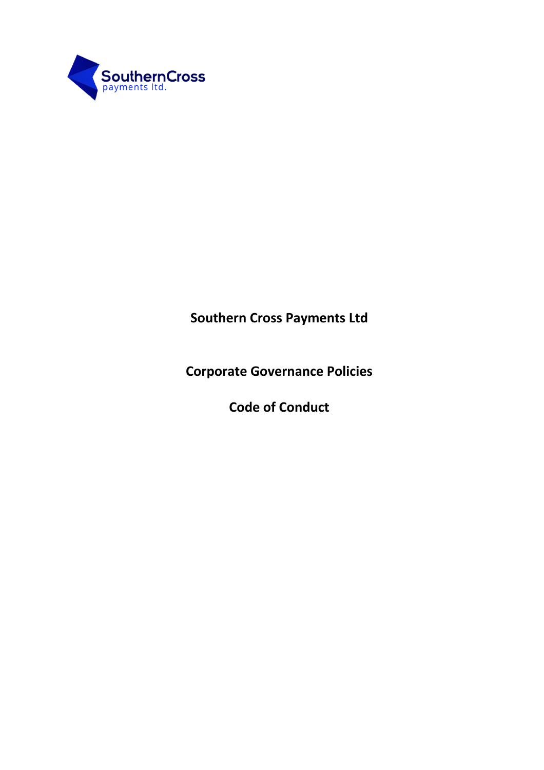SouthernCross payments ltd.

**Southern Cross Payments Ltd**

**Corporate Governance Policies**

**Code of Conduct**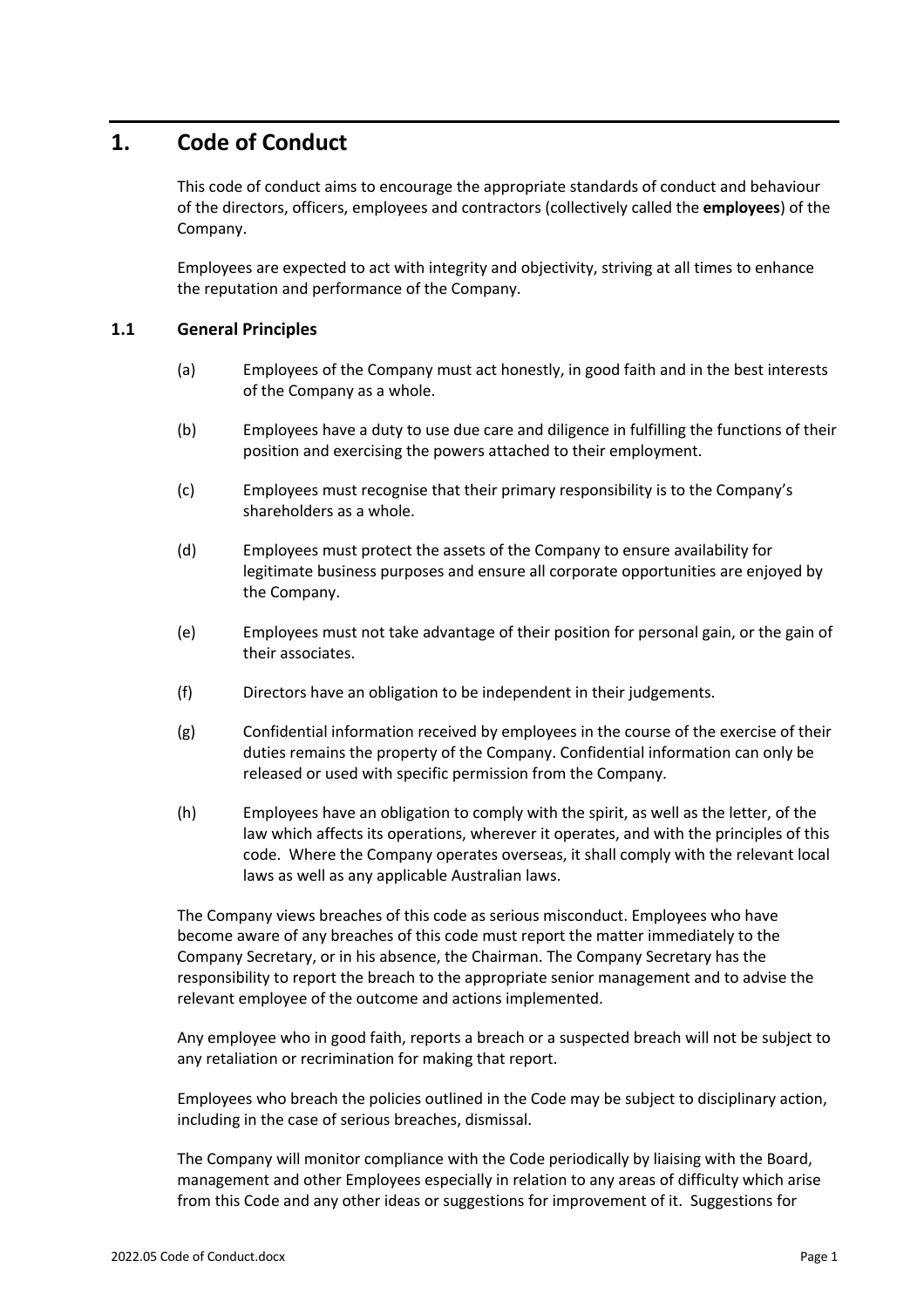# 1. Code of Conduct

This code of conduct aims to encourage the appropriate standards of conduct and behaviour of the directors, officers, employees and contractors (collectively called the **employees**) of the Company.

Employees are expected to act with integrity and objectivity, striving at all times to enhance the reputation and performance of the Company.

## 1.1 General Principles

(a) Employees of the Company must act honestly, in good faith and in the best interests of the Company as a whole.

(b) Employees have a duty to use due care and diligence in fulfilling the functions of their position and exercising the powers attached to their employment.

(c) Employees must recognise that their primary responsibility is to the Company's shareholders as a whole.

(d) Employees must protect the assets of the Company to ensure availability for legitimate business purposes and ensure all corporate opportunities are enjoyed by the Company.

(e) Employees must not take advantage of their position for personal gain, or the gain of their associates.

(f) Directors have an obligation to be independent in their judgements.

(g) Confidential information received by employees in the course of the exercise of their duties remains the property of the Company. Confidential information can only be released or used with specific permission from the Company.

(h) Employees have an obligation to comply with the spirit, as well as the letter, of the law which affects its operations, wherever it operates, and with the principles of this code. Where the Company operates overseas, it shall comply with the relevant local laws as well as any applicable Australian laws.

The Company views breaches of this code as serious misconduct. Employees who have become aware of any breaches of this code must report the matter immediately to the Company Secretary, or in his absence, the Chairman. The Company Secretary has the responsibility to report the breach to the appropriate senior management and to advise the relevant employee of the outcome and actions implemented.

Any employee who in good faith, reports a breach or a suspected breach will not be subject to any retaliation or recrimination for making that report.

Employees who breach the policies outlined in the Code may be subject to disciplinary action, including in the case of serious breaches, dismissal.

The Company will monitor compliance with the Code periodically by liaising with the Board, management and other Employees especially in relation to any areas of difficulty which arise from this Code and any other ideas or suggestions for improvement of it. Suggestions for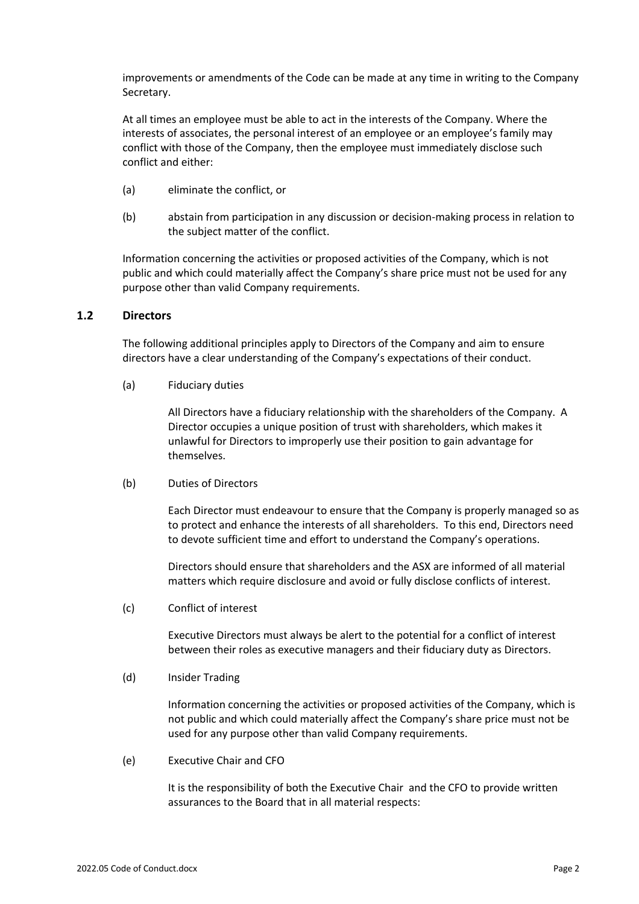improvements or amendments of the Code can be made at any time in writing to the Company Secretary.

At all times an employee must be able to act in the interests of the Company. Where the interests of associates, the personal interest of an employee or an employee's family may conflict with those of the Company, then the employee must immediately disclose such conflict and either:

(a) eliminate the conflict, or

(b) abstain from participation in any discussion or decision-making process in relation to the subject matter of the conflict.

Information concerning the activities or proposed activities of the Company, which is not public and which could materially affect the Company's share price must not be used for any purpose other than valid Company requirements.

### 1.2 Directors

The following additional principles apply to Directors of the Company and aim to ensure directors have a clear understanding of the Company's expectations of their conduct.

(a) Fiduciary duties

All Directors have a fiduciary relationship with the shareholders of the Company. A Director occupies a unique position of trust with shareholders, which makes it unlawful for Directors to improperly use their position to gain advantage for themselves.

(b) Duties of Directors

Each Director must endeavour to ensure that the Company is properly managed so as to protect and enhance the interests of all shareholders. To this end, Directors need to devote sufficient time and effort to understand the Company's operations.

Directors should ensure that shareholders and the ASX are informed of all material matters which require disclosure and avoid or fully disclose conflicts of interest.

(c) Conflict of interest

Executive Directors must always be alert to the potential for a conflict of interest between their roles as executive managers and their fiduciary duty as Directors.

(d) Insider Trading

Information concerning the activities or proposed activities of the Company, which is not public and which could materially affect the Company's share price must not be used for any purpose other than valid Company requirements.

(e) Executive Chair and CFO

It is the responsibility of both the Executive Chair and the CFO to provide written assurances to the Board that in all material respects: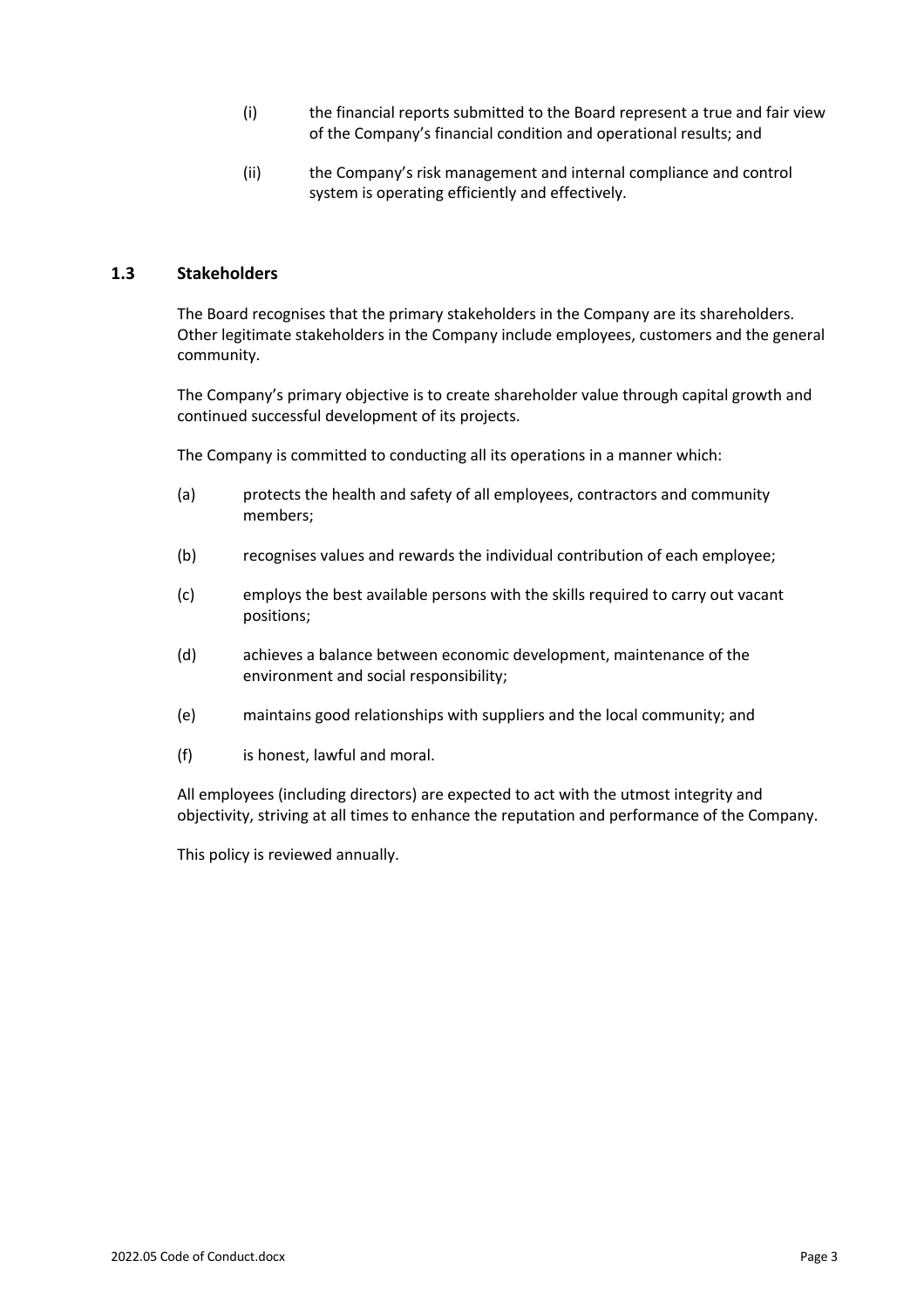(i) the financial reports submitted to the Board represent a true and fair view of the Company's financial condition and operational results; and

(ii) the Company's risk management and internal compliance and control system is operating efficiently and effectively.

## 1.3 Stakeholders

The Board recognises that the primary stakeholders in the Company are its shareholders. Other legitimate stakeholders in the Company include employees, customers and the general community.

The Company's primary objective is to create shareholder value through capital growth and continued successful development of its projects.

The Company is committed to conducting all its operations in a manner which:

(a) protects the health and safety of all employees, contractors and community members;

(b) recognises values and rewards the individual contribution of each employee;

(c) employs the best available persons with the skills required to carry out vacant positions;

(d) achieves a balance between economic development, maintenance of the environment and social responsibility;

(e) maintains good relationships with suppliers and the local community; and

(f) is honest, lawful and moral.

All employees (including directors) are expected to act with the utmost integrity and objectivity, striving at all times to enhance the reputation and performance of the Company.

This policy is reviewed annually.